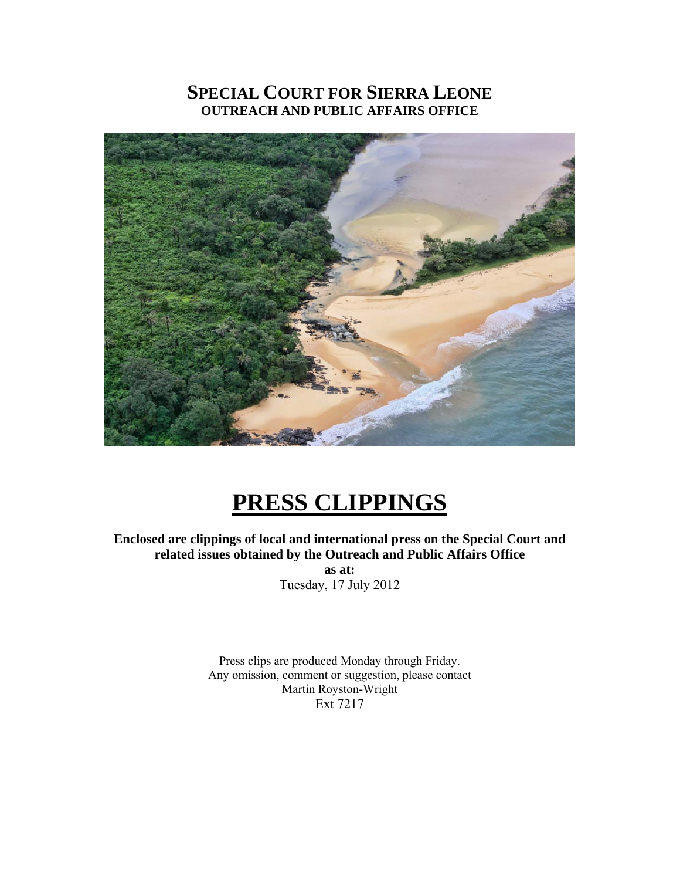# SPECIAL COURT FOR SIERRA LEONE

## OUTREACH AND PUBLIC AFFAIRS OFFICE

# PRESS CLIPPINGS

**Enclosed are clippings of local and international press on the Special Court and related issues obtained by the Outreach and Public Affairs Office**

**as at:**

Tuesday, 17 July 2012

Press clips are produced Monday through Friday.
Any omission, comment or suggestion, please contact
Martin Royston-Wright
Ext 7217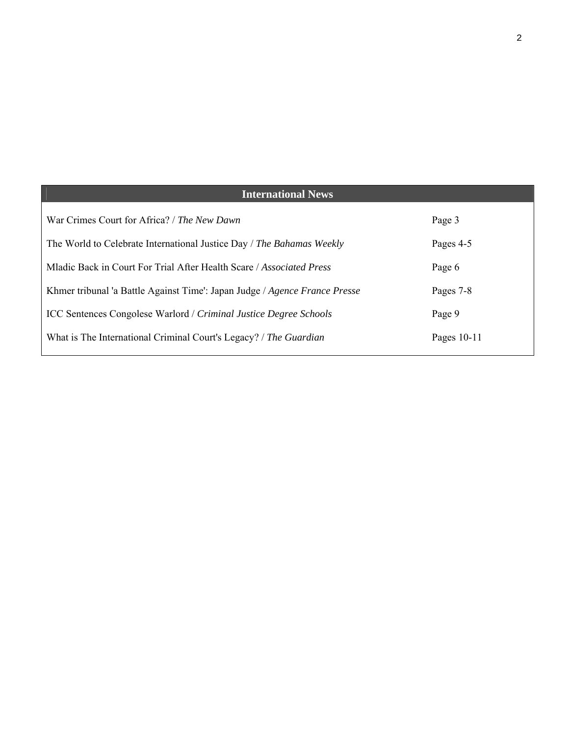| International News | |
|---|---|
| War Crimes Court for Africa? / *The New Dawn* | Page 3 |
| The World to Celebrate International Justice Day / *The Bahamas Weekly* | Pages 4-5 |
| Mladic Back in Court For Trial After Health Scare / *Associated Press* | Page 6 |
| Khmer tribunal 'a Battle Against Time': Japan Judge / *Agence France Presse* | Pages 7-8 |
| ICC Sentences Congolese Warlord / *Criminal Justice Degree Schools* | Page 9 |
| What is The International Criminal Court's Legacy? / *The Guardian* | Pages 10-11 |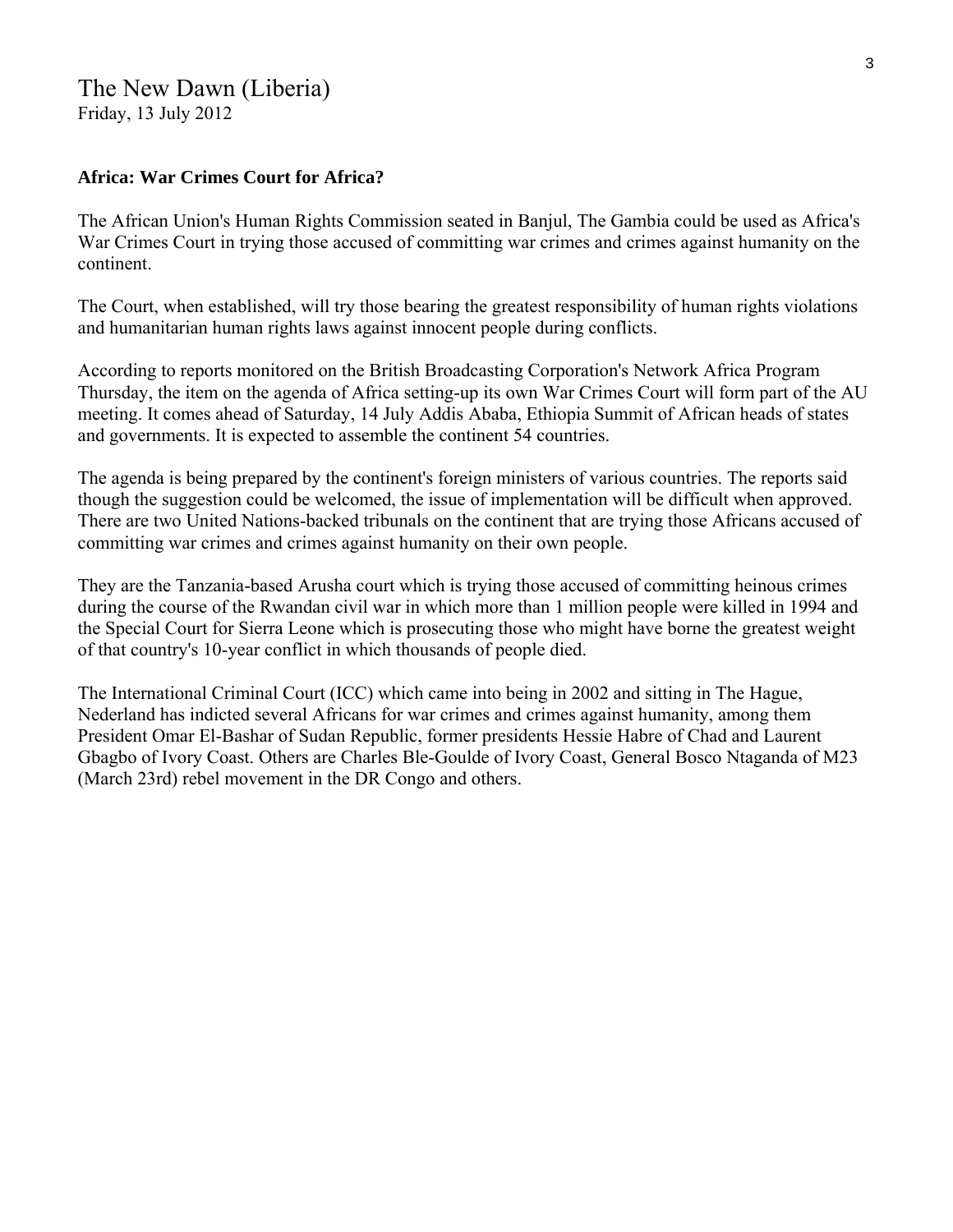The New Dawn (Liberia)
Friday, 13 July 2012

**Africa: War Crimes Court for Africa?**

The African Union's Human Rights Commission seated in Banjul, The Gambia could be used as Africa's War Crimes Court in trying those accused of committing war crimes and crimes against humanity on the continent.

The Court, when established, will try those bearing the greatest responsibility of human rights violations and humanitarian human rights laws against innocent people during conflicts.

According to reports monitored on the British Broadcasting Corporation's Network Africa Program Thursday, the item on the agenda of Africa setting-up its own War Crimes Court will form part of the AU meeting. It comes ahead of Saturday, 14 July Addis Ababa, Ethiopia Summit of African heads of states and governments. It is expected to assemble the continent 54 countries.

The agenda is being prepared by the continent's foreign ministers of various countries. The reports said though the suggestion could be welcomed, the issue of implementation will be difficult when approved. There are two United Nations-backed tribunals on the continent that are trying those Africans accused of committing war crimes and crimes against humanity on their own people.

They are the Tanzania-based Arusha court which is trying those accused of committing heinous crimes during the course of the Rwandan civil war in which more than 1 million people were killed in 1994 and the Special Court for Sierra Leone which is prosecuting those who might have borne the greatest weight of that country's 10-year conflict in which thousands of people died.

The International Criminal Court (ICC) which came into being in 2002 and sitting in The Hague, Nederland has indicted several Africans for war crimes and crimes against humanity, among them President Omar El-Bashar of Sudan Republic, former presidents Hessie Habre of Chad and Laurent Gbagbo of Ivory Coast. Others are Charles Ble-Goulde of Ivory Coast, General Bosco Ntaganda of M23 (March 23rd) rebel movement in the DR Congo and others.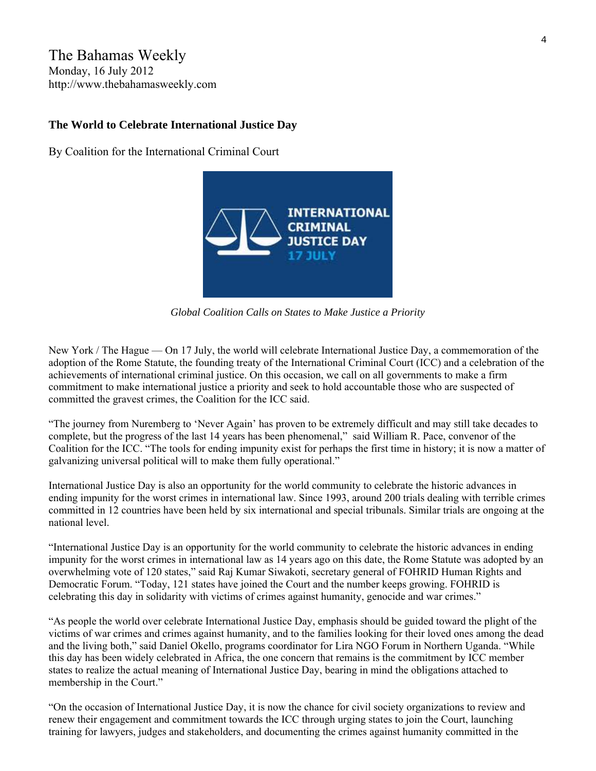# The Bahamas Weekly

Monday, 16 July 2012
http://www.thebahamasweekly.com

## The World to Celebrate International Justice Day

By Coalition for the International Criminal Court

*Global Coalition Calls on States to Make Justice a Priority*

New York / The Hague — On 17 July, the world will celebrate International Justice Day, a commemoration of the adoption of the Rome Statute, the founding treaty of the International Criminal Court (ICC) and a celebration of the achievements of international criminal justice. On this occasion, we call on all governments to make a firm commitment to make international justice a priority and seek to hold accountable those who are suspected of committed the gravest crimes, the Coalition for the ICC said.

"The journey from Nuremberg to 'Never Again' has proven to be extremely difficult and may still take decades to complete, but the progress of the last 14 years has been phenomenal," said William R. Pace, convenor of the Coalition for the ICC. "The tools for ending impunity exist for perhaps the first time in history; it is now a matter of galvanizing universal political will to make them fully operational."

International Justice Day is also an opportunity for the world community to celebrate the historic advances in ending impunity for the worst crimes in international law. Since 1993, around 200 trials dealing with terrible crimes committed in 12 countries have been held by six international and special tribunals. Similar trials are ongoing at the national level.

"International Justice Day is an opportunity for the world community to celebrate the historic advances in ending impunity for the worst crimes in international law as 14 years ago on this date, the Rome Statute was adopted by an overwhelming vote of 120 states," said Raj Kumar Siwakoti, secretary general of FOHRID Human Rights and Democratic Forum. "Today, 121 states have joined the Court and the number keeps growing. FOHRID is celebrating this day in solidarity with victims of crimes against humanity, genocide and war crimes."

"As people the world over celebrate International Justice Day, emphasis should be guided toward the plight of the victims of war crimes and crimes against humanity, and to the families looking for their loved ones among the dead and the living both," said Daniel Okello, programs coordinator for Lira NGO Forum in Northern Uganda. "While this day has been widely celebrated in Africa, the one concern that remains is the commitment by ICC member states to realize the actual meaning of International Justice Day, bearing in mind the obligations attached to membership in the Court."

"On the occasion of International Justice Day, it is now the chance for civil society organizations to review and renew their engagement and commitment towards the ICC through urging states to join the Court, launching training for lawyers, judges and stakeholders, and documenting the crimes against humanity committed in the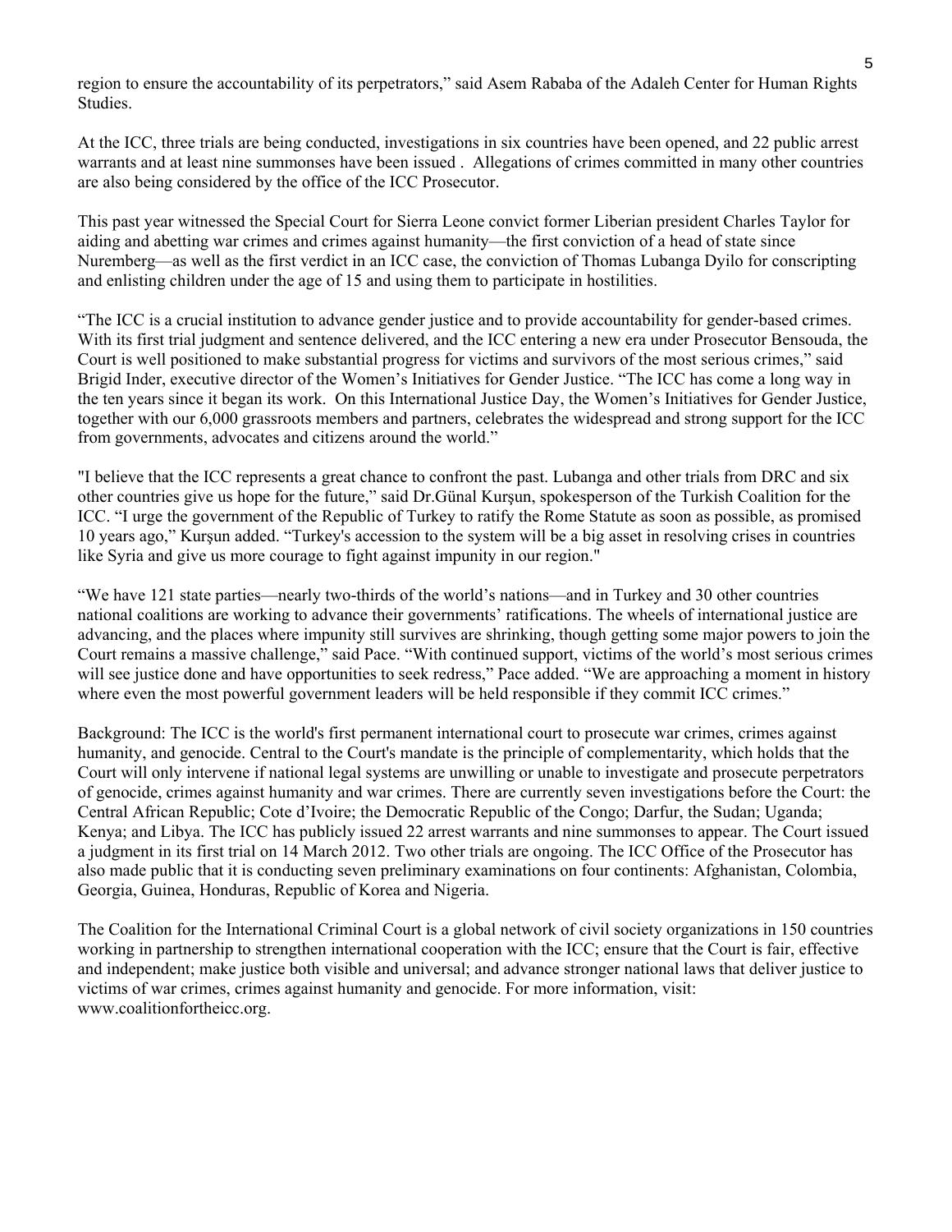region to ensure the accountability of its perpetrators," said Asem Rababa of the Adaleh Center for Human Rights Studies.

At the ICC, three trials are being conducted, investigations in six countries have been opened, and 22 public arrest warrants and at least nine summonses have been issued . Allegations of crimes committed in many other countries are also being considered by the office of the ICC Prosecutor.

This past year witnessed the Special Court for Sierra Leone convict former Liberian president Charles Taylor for aiding and abetting war crimes and crimes against humanity—the first conviction of a head of state since Nuremberg—as well as the first verdict in an ICC case, the conviction of Thomas Lubanga Dyilo for conscripting and enlisting children under the age of 15 and using them to participate in hostilities.

"The ICC is a crucial institution to advance gender justice and to provide accountability for gender-based crimes. With its first trial judgment and sentence delivered, and the ICC entering a new era under Prosecutor Bensouda, the Court is well positioned to make substantial progress for victims and survivors of the most serious crimes," said Brigid Inder, executive director of the Women's Initiatives for Gender Justice. "The ICC has come a long way in the ten years since it began its work. On this International Justice Day, the Women's Initiatives for Gender Justice, together with our 6,000 grassroots members and partners, celebrates the widespread and strong support for the ICC from governments, advocates and citizens around the world."

"I believe that the ICC represents a great chance to confront the past. Lubanga and other trials from DRC and six other countries give us hope for the future," said Dr.Günal Kurşun, spokesperson of the Turkish Coalition for the ICC. "I urge the government of the Republic of Turkey to ratify the Rome Statute as soon as possible, as promised 10 years ago," Kurşun added. "Turkey's accession to the system will be a big asset in resolving crises in countries like Syria and give us more courage to fight against impunity in our region."

"We have 121 state parties—nearly two-thirds of the world's nations—and in Turkey and 30 other countries national coalitions are working to advance their governments' ratifications. The wheels of international justice are advancing, and the places where impunity still survives are shrinking, though getting some major powers to join the Court remains a massive challenge," said Pace. "With continued support, victims of the world's most serious crimes will see justice done and have opportunities to seek redress," Pace added. "We are approaching a moment in history where even the most powerful government leaders will be held responsible if they commit ICC crimes."

Background: The ICC is the world's first permanent international court to prosecute war crimes, crimes against humanity, and genocide. Central to the Court's mandate is the principle of complementarity, which holds that the Court will only intervene if national legal systems are unwilling or unable to investigate and prosecute perpetrators of genocide, crimes against humanity and war crimes. There are currently seven investigations before the Court: the Central African Republic; Cote d'Ivoire; the Democratic Republic of the Congo; Darfur, the Sudan; Uganda; Kenya; and Libya. The ICC has publicly issued 22 arrest warrants and nine summonses to appear. The Court issued a judgment in its first trial on 14 March 2012. Two other trials are ongoing. The ICC Office of the Prosecutor has also made public that it is conducting seven preliminary examinations on four continents: Afghanistan, Colombia, Georgia, Guinea, Honduras, Republic of Korea and Nigeria.

The Coalition for the International Criminal Court is a global network of civil society organizations in 150 countries working in partnership to strengthen international cooperation with the ICC; ensure that the Court is fair, effective and independent; make justice both visible and universal; and advance stronger national laws that deliver justice to victims of war crimes, crimes against humanity and genocide. For more information, visit: www.coalitionfortheicc.org.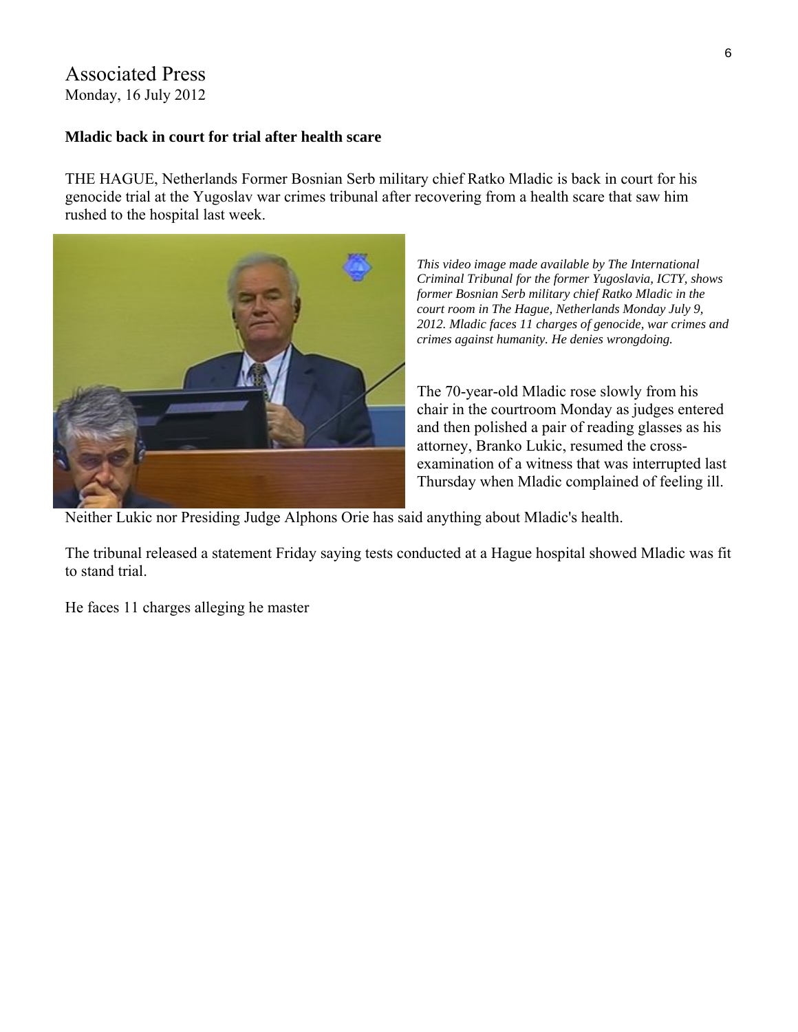Associated Press
Monday, 16 July 2012

**Mladic back in court for trial after health scare**

THE HAGUE, Netherlands Former Bosnian Serb military chief Ratko Mladic is back in court for his genocide trial at the Yugoslav war crimes tribunal after recovering from a health scare that saw him rushed to the hospital last week.

*This video image made available by The International Criminal Tribunal for the former Yugoslavia, ICTY, shows former Bosnian Serb military chief Ratko Mladic in the court room in The Hague, Netherlands Monday July 9, 2012. Mladic faces 11 charges of genocide, war crimes and crimes against humanity. He denies wrongdoing.*

The 70-year-old Mladic rose slowly from his chair in the courtroom Monday as judges entered and then polished a pair of reading glasses as his attorney, Branko Lukic, resumed the cross-examination of a witness that was interrupted last Thursday when Mladic complained of feeling ill.

Neither Lukic nor Presiding Judge Alphons Orie has said anything about Mladic's health.

The tribunal released a statement Friday saying tests conducted at a Hague hospital showed Mladic was fit to stand trial.

He faces 11 charges alleging he master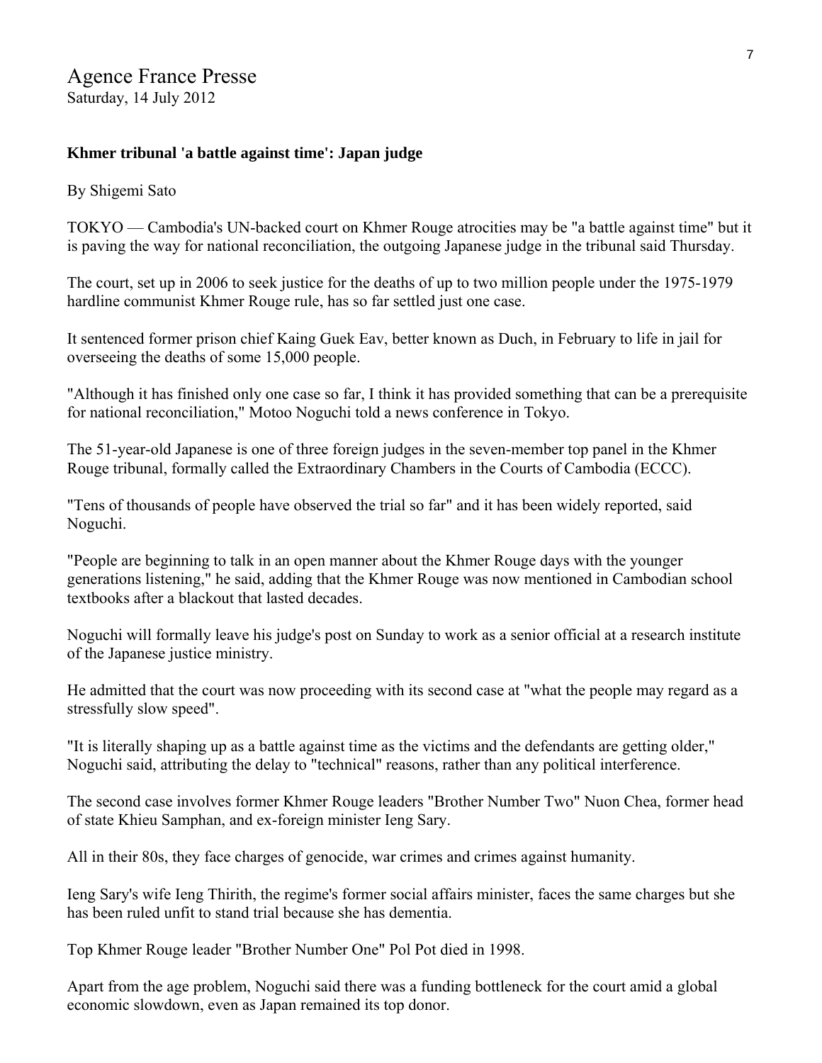Agence France Presse
Saturday, 14 July 2012

**Khmer tribunal 'a battle against time': Japan judge**

By Shigemi Sato

TOKYO — Cambodia's UN-backed court on Khmer Rouge atrocities may be "a battle against time" but it is paving the way for national reconciliation, the outgoing Japanese judge in the tribunal said Thursday.

The court, set up in 2006 to seek justice for the deaths of up to two million people under the 1975-1979 hardline communist Khmer Rouge rule, has so far settled just one case.

It sentenced former prison chief Kaing Guek Eav, better known as Duch, in February to life in jail for overseeing the deaths of some 15,000 people.

"Although it has finished only one case so far, I think it has provided something that can be a prerequisite for national reconciliation," Motoo Noguchi told a news conference in Tokyo.

The 51-year-old Japanese is one of three foreign judges in the seven-member top panel in the Khmer Rouge tribunal, formally called the Extraordinary Chambers in the Courts of Cambodia (ECCC).

"Tens of thousands of people have observed the trial so far" and it has been widely reported, said Noguchi.

"People are beginning to talk in an open manner about the Khmer Rouge days with the younger generations listening," he said, adding that the Khmer Rouge was now mentioned in Cambodian school textbooks after a blackout that lasted decades.

Noguchi will formally leave his judge's post on Sunday to work as a senior official at a research institute of the Japanese justice ministry.

He admitted that the court was now proceeding with its second case at "what the people may regard as a stressfully slow speed".

"It is literally shaping up as a battle against time as the victims and the defendants are getting older," Noguchi said, attributing the delay to "technical" reasons, rather than any political interference.

The second case involves former Khmer Rouge leaders "Brother Number Two" Nuon Chea, former head of state Khieu Samphan, and ex-foreign minister Ieng Sary.

All in their 80s, they face charges of genocide, war crimes and crimes against humanity.

Ieng Sary's wife Ieng Thirith, the regime's former social affairs minister, faces the same charges but she has been ruled unfit to stand trial because she has dementia.

Top Khmer Rouge leader "Brother Number One" Pol Pot died in 1998.

Apart from the age problem, Noguchi said there was a funding bottleneck for the court amid a global economic slowdown, even as Japan remained its top donor.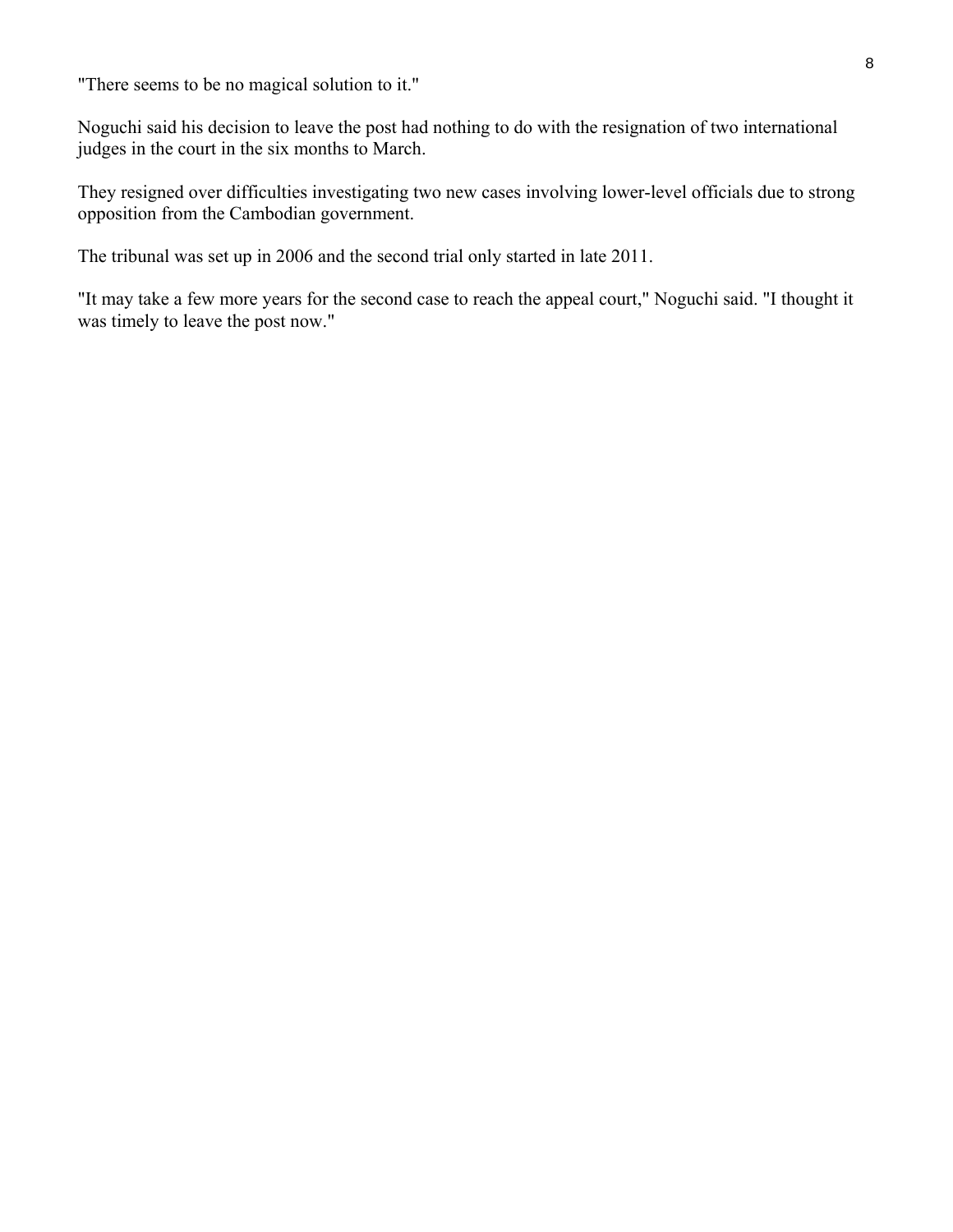"There seems to be no magical solution to it."

Noguchi said his decision to leave the post had nothing to do with the resignation of two international judges in the court in the six months to March.

They resigned over difficulties investigating two new cases involving lower-level officials due to strong opposition from the Cambodian government.

The tribunal was set up in 2006 and the second trial only started in late 2011.

"It may take a few more years for the second case to reach the appeal court," Noguchi said. "I thought it was timely to leave the post now."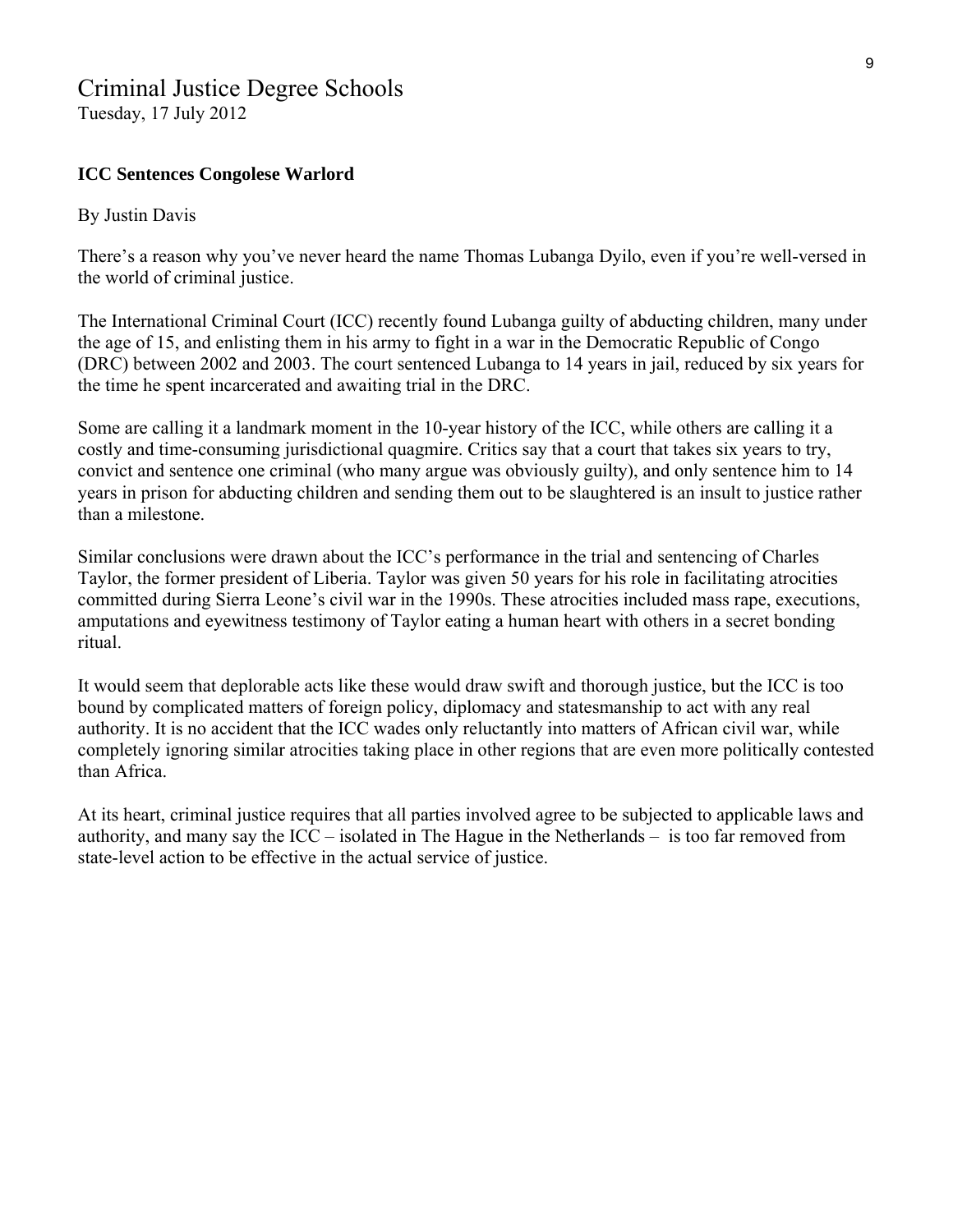# Criminal Justice Degree Schools

Tuesday, 17 July 2012

**ICC Sentences Congolese Warlord**

By Justin Davis

There's a reason why you've never heard the name Thomas Lubanga Dyilo, even if you're well-versed in the world of criminal justice.

The International Criminal Court (ICC) recently found Lubanga guilty of abducting children, many under the age of 15, and enlisting them in his army to fight in a war in the Democratic Republic of Congo (DRC) between 2002 and 2003. The court sentenced Lubanga to 14 years in jail, reduced by six years for the time he spent incarcerated and awaiting trial in the DRC.

Some are calling it a landmark moment in the 10-year history of the ICC, while others are calling it a costly and time-consuming jurisdictional quagmire. Critics say that a court that takes six years to try, convict and sentence one criminal (who many argue was obviously guilty), and only sentence him to 14 years in prison for abducting children and sending them out to be slaughtered is an insult to justice rather than a milestone.

Similar conclusions were drawn about the ICC's performance in the trial and sentencing of Charles Taylor, the former president of Liberia. Taylor was given 50 years for his role in facilitating atrocities committed during Sierra Leone's civil war in the 1990s. These atrocities included mass rape, executions, amputations and eyewitness testimony of Taylor eating a human heart with others in a secret bonding ritual.

It would seem that deplorable acts like these would draw swift and thorough justice, but the ICC is too bound by complicated matters of foreign policy, diplomacy and statesmanship to act with any real authority. It is no accident that the ICC wades only reluctantly into matters of African civil war, while completely ignoring similar atrocities taking place in other regions that are even more politically contested than Africa.

At its heart, criminal justice requires that all parties involved agree to be subjected to applicable laws and authority, and many say the ICC – isolated in The Hague in the Netherlands – is too far removed from state-level action to be effective in the actual service of justice.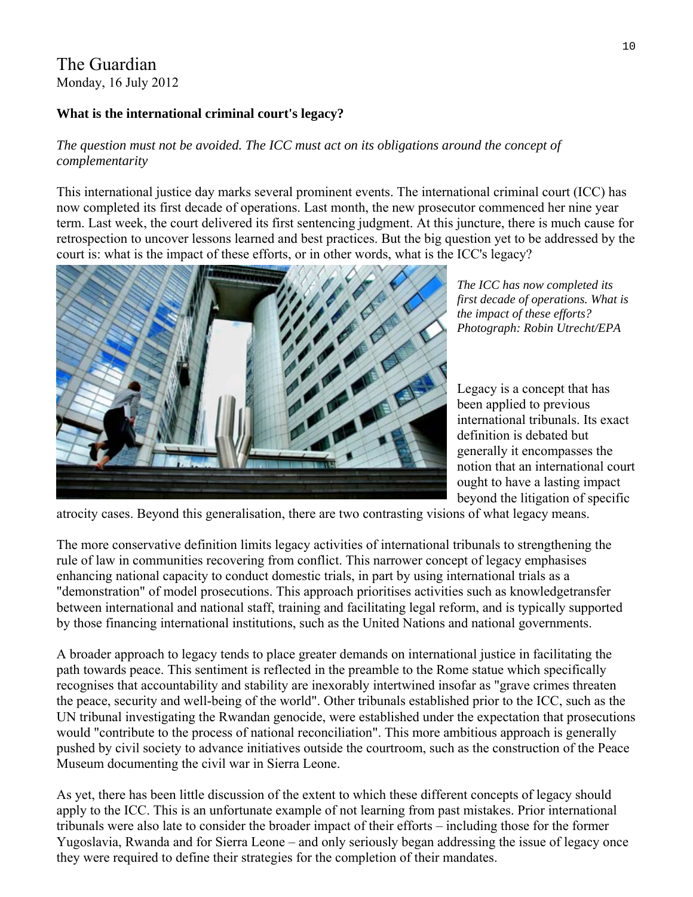The Guardian
Monday, 16 July 2012

**What is the international criminal court's legacy?**

*The question must not be avoided. The ICC must act on its obligations around the concept of complementarity*

This international justice day marks several prominent events. The international criminal court (ICC) has now completed its first decade of operations. Last month, the new prosecutor commenced her nine year term. Last week, the court delivered its first sentencing judgment. At this juncture, there is much cause for retrospection to uncover lessons learned and best practices. But the big question yet to be addressed by the court is: what is the impact of these efforts, or in other words, what is the ICC's legacy?

*The ICC has now completed its first decade of operations. What is the impact of these efforts? Photograph: Robin Utrecht/EPA*

Legacy is a concept that has been applied to previous international tribunals. Its exact definition is debated but generally it encompasses the notion that an international court ought to have a lasting impact beyond the litigation of specific atrocity cases. Beyond this generalisation, there are two contrasting visions of what legacy means.

The more conservative definition limits legacy activities of international tribunals to strengthening the rule of law in communities recovering from conflict. This narrower concept of legacy emphasises enhancing national capacity to conduct domestic trials, in part by using international trials as a "demonstration" of model prosecutions. This approach prioritises activities such as knowledgetransfer between international and national staff, training and facilitating legal reform, and is typically supported by those financing international institutions, such as the United Nations and national governments.

A broader approach to legacy tends to place greater demands on international justice in facilitating the path towards peace. This sentiment is reflected in the preamble to the Rome statue which specifically recognises that accountability and stability are inexorably intertwined insofar as "grave crimes threaten the peace, security and well-being of the world". Other tribunals established prior to the ICC, such as the UN tribunal investigating the Rwandan genocide, were established under the expectation that prosecutions would "contribute to the process of national reconciliation". This more ambitious approach is generally pushed by civil society to advance initiatives outside the courtroom, such as the construction of the Peace Museum documenting the civil war in Sierra Leone.

As yet, there has been little discussion of the extent to which these different concepts of legacy should apply to the ICC. This is an unfortunate example of not learning from past mistakes. Prior international tribunals were also late to consider the broader impact of their efforts – including those for the former Yugoslavia, Rwanda and for Sierra Leone – and only seriously began addressing the issue of legacy once they were required to define their strategies for the completion of their mandates.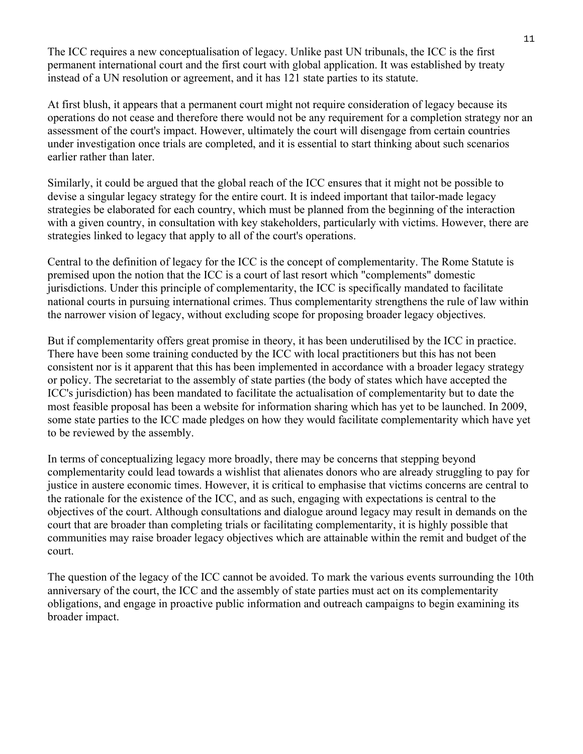The ICC requires a new conceptualisation of legacy. Unlike past UN tribunals, the ICC is the first permanent international court and the first court with global application. It was established by treaty instead of a UN resolution or agreement, and it has 121 state parties to its statute.

At first blush, it appears that a permanent court might not require consideration of legacy because its operations do not cease and therefore there would not be any requirement for a completion strategy nor an assessment of the court's impact. However, ultimately the court will disengage from certain countries under investigation once trials are completed, and it is essential to start thinking about such scenarios earlier rather than later.

Similarly, it could be argued that the global reach of the ICC ensures that it might not be possible to devise a singular legacy strategy for the entire court. It is indeed important that tailor-made legacy strategies be elaborated for each country, which must be planned from the beginning of the interaction with a given country, in consultation with key stakeholders, particularly with victims. However, there are strategies linked to legacy that apply to all of the court's operations.

Central to the definition of legacy for the ICC is the concept of complementarity. The Rome Statute is premised upon the notion that the ICC is a court of last resort which "complements" domestic jurisdictions. Under this principle of complementarity, the ICC is specifically mandated to facilitate national courts in pursuing international crimes. Thus complementarity strengthens the rule of law within the narrower vision of legacy, without excluding scope for proposing broader legacy objectives.

But if complementarity offers great promise in theory, it has been underutilised by the ICC in practice. There have been some training conducted by the ICC with local practitioners but this has not been consistent nor is it apparent that this has been implemented in accordance with a broader legacy strategy or policy. The secretariat to the assembly of state parties (the body of states which have accepted the ICC's jurisdiction) has been mandated to facilitate the actualisation of complementarity but to date the most feasible proposal has been a website for information sharing which has yet to be launched. In 2009, some state parties to the ICC made pledges on how they would facilitate complementarity which have yet to be reviewed by the assembly.

In terms of conceptualizing legacy more broadly, there may be concerns that stepping beyond complementarity could lead towards a wishlist that alienates donors who are already struggling to pay for justice in austere economic times. However, it is critical to emphasise that victims concerns are central to the rationale for the existence of the ICC, and as such, engaging with expectations is central to the objectives of the court. Although consultations and dialogue around legacy may result in demands on the court that are broader than completing trials or facilitating complementarity, it is highly possible that communities may raise broader legacy objectives which are attainable within the remit and budget of the court.

The question of the legacy of the ICC cannot be avoided. To mark the various events surrounding the 10th anniversary of the court, the ICC and the assembly of state parties must act on its complementarity obligations, and engage in proactive public information and outreach campaigns to begin examining its broader impact.